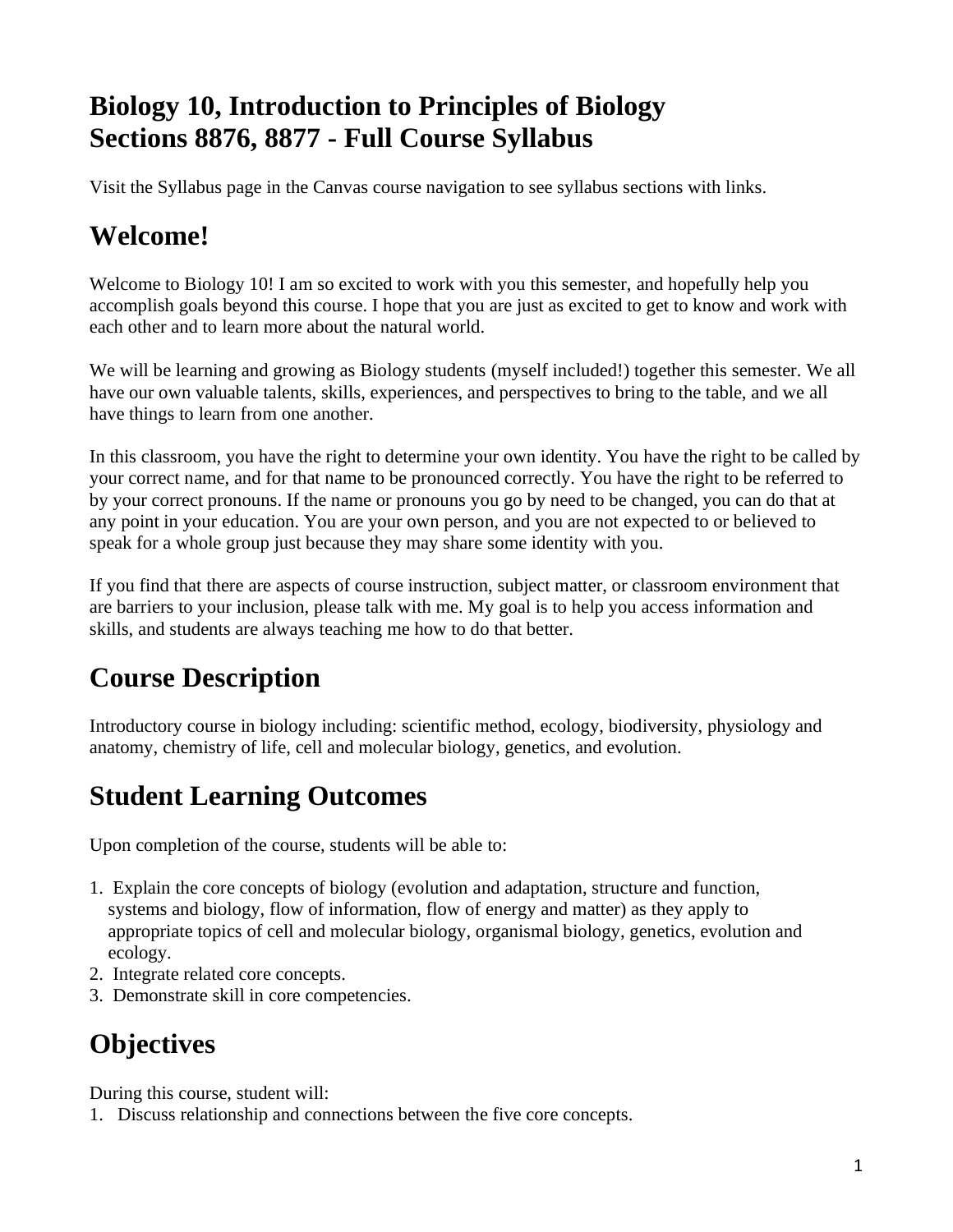# Biology 10, Introduction to Principles of Biology
# Sections 8876, 8877 - Full Course Syllabus

Visit the Syllabus page in the Canvas course navigation to see syllabus sections with links.

## Welcome!

Welcome to Biology 10! I am so excited to work with you this semester, and hopefully help you accomplish goals beyond this course. I hope that you are just as excited to get to know and work with each other and to learn more about the natural world.

We will be learning and growing as Biology students (myself included!) together this semester. We all have our own valuable talents, skills, experiences, and perspectives to bring to the table, and we all have things to learn from one another.

In this classroom, you have the right to determine your own identity. You have the right to be called by your correct name, and for that name to be pronounced correctly. You have the right to be referred to by your correct pronouns. If the name or pronouns you go by need to be changed, you can do that at any point in your education. You are your own person, and you are not expected to or believed to speak for a whole group just because they may share some identity with you.

If you find that there are aspects of course instruction, subject matter, or classroom environment that are barriers to your inclusion, please talk with me. My goal is to help you access information and skills, and students are always teaching me how to do that better.

## Course Description

Introductory course in biology including: scientific method, ecology, biodiversity, physiology and anatomy, chemistry of life, cell and molecular biology, genetics, and evolution.

## Student Learning Outcomes

Upon completion of the course, students will be able to:

1. Explain the core concepts of biology (evolution and adaptation, structure and function, systems and biology, flow of information, flow of energy and matter) as they apply to appropriate topics of cell and molecular biology, organismal biology, genetics, evolution and ecology.
2. Integrate related core concepts.
3. Demonstrate skill in core competencies.

## Objectives

During this course, student will:

1. Discuss relationship and connections between the five core concepts.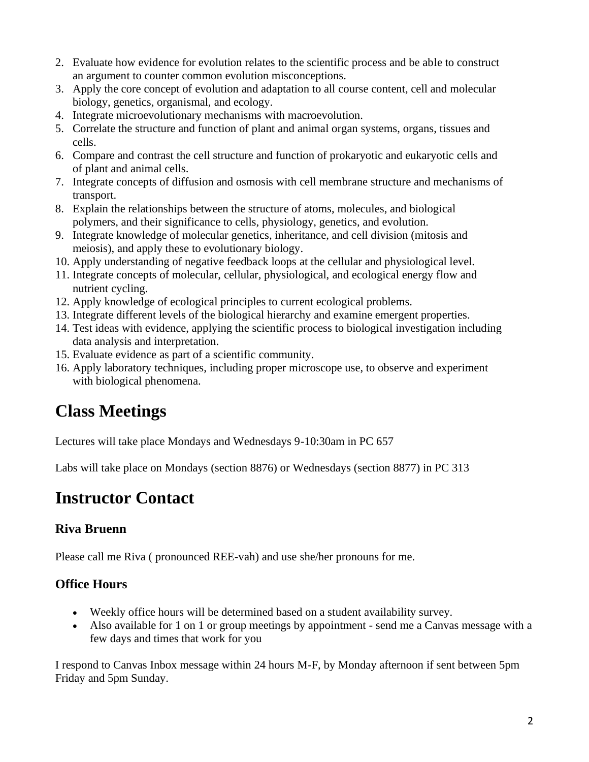2. Evaluate how evidence for evolution relates to the scientific process and be able to construct an argument to counter common evolution misconceptions.
3. Apply the core concept of evolution and adaptation to all course content, cell and molecular biology, genetics, organismal, and ecology.
4. Integrate microevolutionary mechanisms with macroevolution.
5. Correlate the structure and function of plant and animal organ systems, organs, tissues and cells.
6. Compare and contrast the cell structure and function of prokaryotic and eukaryotic cells and of plant and animal cells.
7. Integrate concepts of diffusion and osmosis with cell membrane structure and mechanisms of transport.
8. Explain the relationships between the structure of atoms, molecules, and biological polymers, and their significance to cells, physiology, genetics, and evolution.
9. Integrate knowledge of molecular genetics, inheritance, and cell division (mitosis and meiosis), and apply these to evolutionary biology.
10. Apply understanding of negative feedback loops at the cellular and physiological level.
11. Integrate concepts of molecular, cellular, physiological, and ecological energy flow and nutrient cycling.
12. Apply knowledge of ecological principles to current ecological problems.
13. Integrate different levels of the biological hierarchy and examine emergent properties.
14. Test ideas with evidence, applying the scientific process to biological investigation including data analysis and interpretation.
15. Evaluate evidence as part of a scientific community.
16. Apply laboratory techniques, including proper microscope use, to observe and experiment with biological phenomena.

# Class Meetings

Lectures will take place Mondays and Wednesdays 9-10:30am in PC 657

Labs will take place on Mondays (section 8876) or Wednesdays (section 8877) in PC 313

# Instructor Contact

## Riva Bruenn

Please call me Riva ( pronounced REE-vah) and use she/her pronouns for me.

## Office Hours

- Weekly office hours will be determined based on a student availability survey.
- Also available for 1 on 1 or group meetings by appointment - send me a Canvas message with a few days and times that work for you

I respond to Canvas Inbox message within 24 hours M-F, by Monday afternoon if sent between 5pm Friday and 5pm Sunday.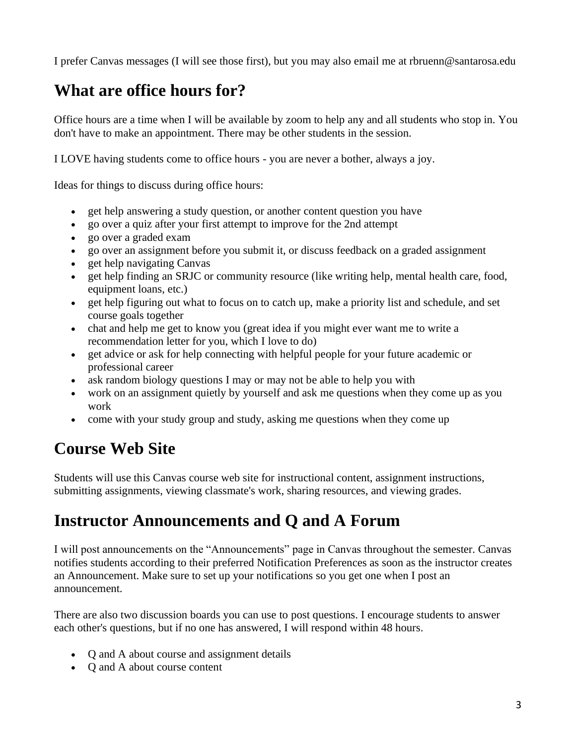I prefer Canvas messages (I will see those first), but you may also email me at rbruenn@santarosa.edu

## What are office hours for?

Office hours are a time when I will be available by zoom to help any and all students who stop in. You don't have to make an appointment. There may be other students in the session.

I LOVE having students come to office hours - you are never a bother, always a joy.

Ideas for things to discuss during office hours:

- get help answering a study question, or another content question you have
- go over a quiz after your first attempt to improve for the 2nd attempt
- go over a graded exam
- go over an assignment before you submit it, or discuss feedback on a graded assignment
- get help navigating Canvas
- get help finding an SRJC or community resource (like writing help, mental health care, food, equipment loans, etc.)
- get help figuring out what to focus on to catch up, make a priority list and schedule, and set course goals together
- chat and help me get to know you (great idea if you might ever want me to write a recommendation letter for you, which I love to do)
- get advice or ask for help connecting with helpful people for your future academic or professional career
- ask random biology questions I may or may not be able to help you with
- work on an assignment quietly by yourself and ask me questions when they come up as you work
- come with your study group and study, asking me questions when they come up

## Course Web Site

Students will use this Canvas course web site for instructional content, assignment instructions, submitting assignments, viewing classmate's work, sharing resources, and viewing grades.

## Instructor Announcements and Q and A Forum

I will post announcements on the "Announcements" page in Canvas throughout the semester. Canvas notifies students according to their preferred Notification Preferences as soon as the instructor creates an Announcement. Make sure to set up your notifications so you get one when I post an announcement.

There are also two discussion boards you can use to post questions. I encourage students to answer each other's questions, but if no one has answered, I will respond within 48 hours.

- Q and A about course and assignment details
- Q and A about course content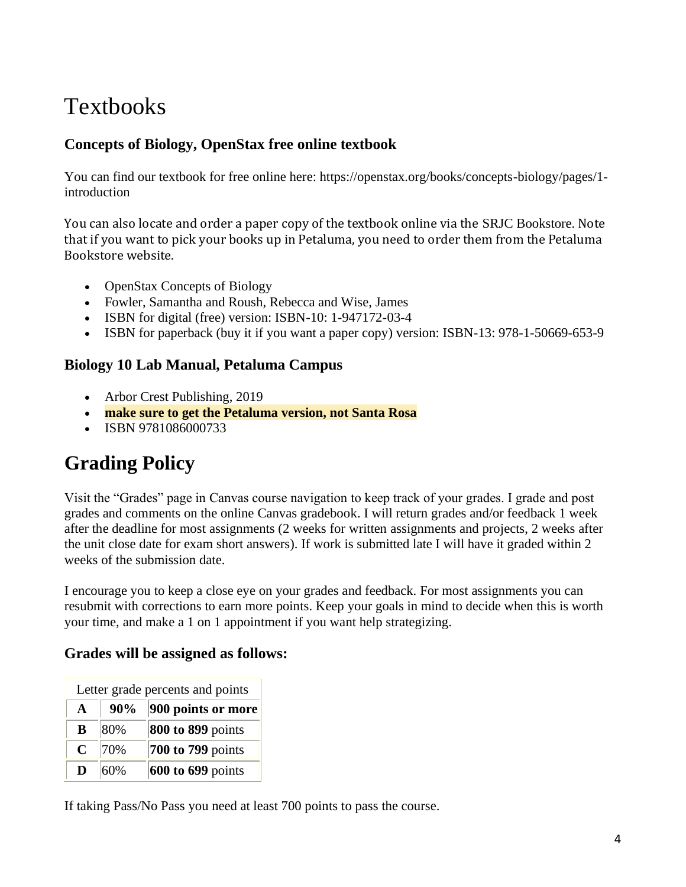# Textbooks

### Concepts of Biology, OpenStax free online textbook

You can find our textbook for free online here: https://openstax.org/books/concepts-biology/pages/1-introduction

You can also locate and order a paper copy of the textbook online via the SRJC Bookstore. Note that if you want to pick your books up in Petaluma, you need to order them from the Petaluma Bookstore website.

- OpenStax Concepts of Biology
- Fowler, Samantha and Roush, Rebecca and Wise, James
- ISBN for digital (free) version: ISBN-10: 1-947172-03-4
- ISBN for paperback (buy it if you want a paper copy) version: ISBN-13: 978-1-50669-653-9

### Biology 10 Lab Manual, Petaluma Campus

- Arbor Crest Publishing, 2019
- **make sure to get the Petaluma version, not Santa Rosa**
- ISBN 9781086000733

# Grading Policy

Visit the "Grades" page in Canvas course navigation to keep track of your grades. I grade and post grades and comments on the online Canvas gradebook. I will return grades and/or feedback 1 week after the deadline for most assignments (2 weeks for written assignments and projects, 2 weeks after the unit close date for exam short answers). If work is submitted late I will have it graded within 2 weeks of the submission date.

I encourage you to keep a close eye on your grades and feedback. For most assignments you can resubmit with corrections to earn more points. Keep your goals in mind to decide when this is worth your time, and make a 1 on 1 appointment if you want help strategizing.

### Grades will be assigned as follows:

Letter grade percents and points

| | | |
|---|---|---|
| **A** | **90%** | **900 points or more** |
| **B** | 80% | **800 to 899** points |
| **C** | 70% | **700 to 799** points |
| **D** | 60% | **600 to 699** points |

If taking Pass/No Pass you need at least 700 points to pass the course.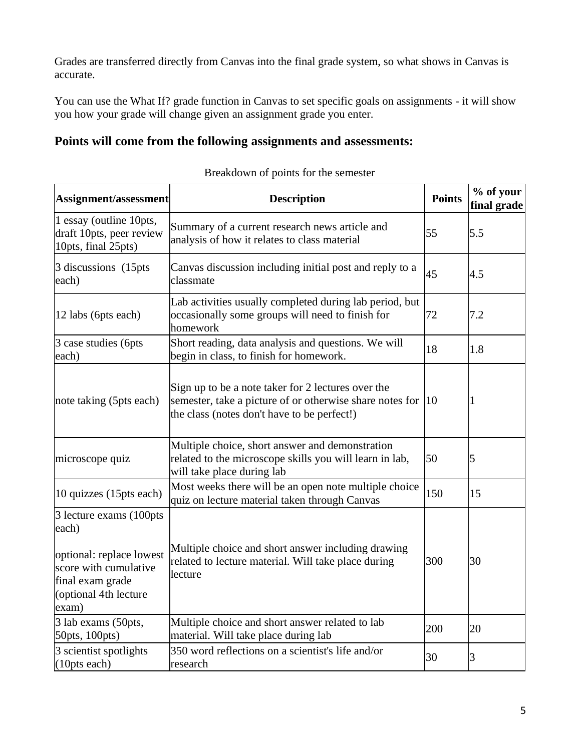Grades are transferred directly from Canvas into the final grade system, so what shows in Canvas is accurate.

You can use the What If? grade function in Canvas to set specific goals on assignments - it will show you how your grade will change given an assignment grade you enter.

## Points will come from the following assignments and assessments:

Breakdown of points for the semester

| Assignment/assessment | Description | Points | % of your final grade |
|---|---|---|---|
| 1 essay (outline 10pts, draft 10pts, peer review 10pts, final 25pts) | Summary of a current research news article and analysis of how it relates to class material | 55 | 5.5 |
| 3 discussions (15pts each) | Canvas discussion including initial post and reply to a classmate | 45 | 4.5 |
| 12 labs (6pts each) | Lab activities usually completed during lab period, but occasionally some groups will need to finish for homework | 72 | 7.2 |
| 3 case studies (6pts each) | Short reading, data analysis and questions. We will begin in class, to finish for homework. | 18 | 1.8 |
| note taking (5pts each) | Sign up to be a note taker for 2 lectures over the semester, take a picture of or otherwise share notes for the class (notes don't have to be perfect!) | 10 | 1 |
| microscope quiz | Multiple choice, short answer and demonstration related to the microscope skills you will learn in lab, will take place during lab | 50 | 5 |
| 10 quizzes (15pts each) | Most weeks there will be an open note multiple choice quiz on lecture material taken through Canvas | 150 | 15 |
| 3 lecture exams (100pts each)<br><br>optional: replace lowest score with cumulative final exam grade (optional 4th lecture exam) | Multiple choice and short answer including drawing related to lecture material. Will take place during lecture | 300 | 30 |
| 3 lab exams (50pts, 50pts, 100pts) | Multiple choice and short answer related to lab material. Will take place during lab | 200 | 20 |
| 3 scientist spotlights (10pts each) | 350 word reflections on a scientist's life and/or research | 30 | 3 |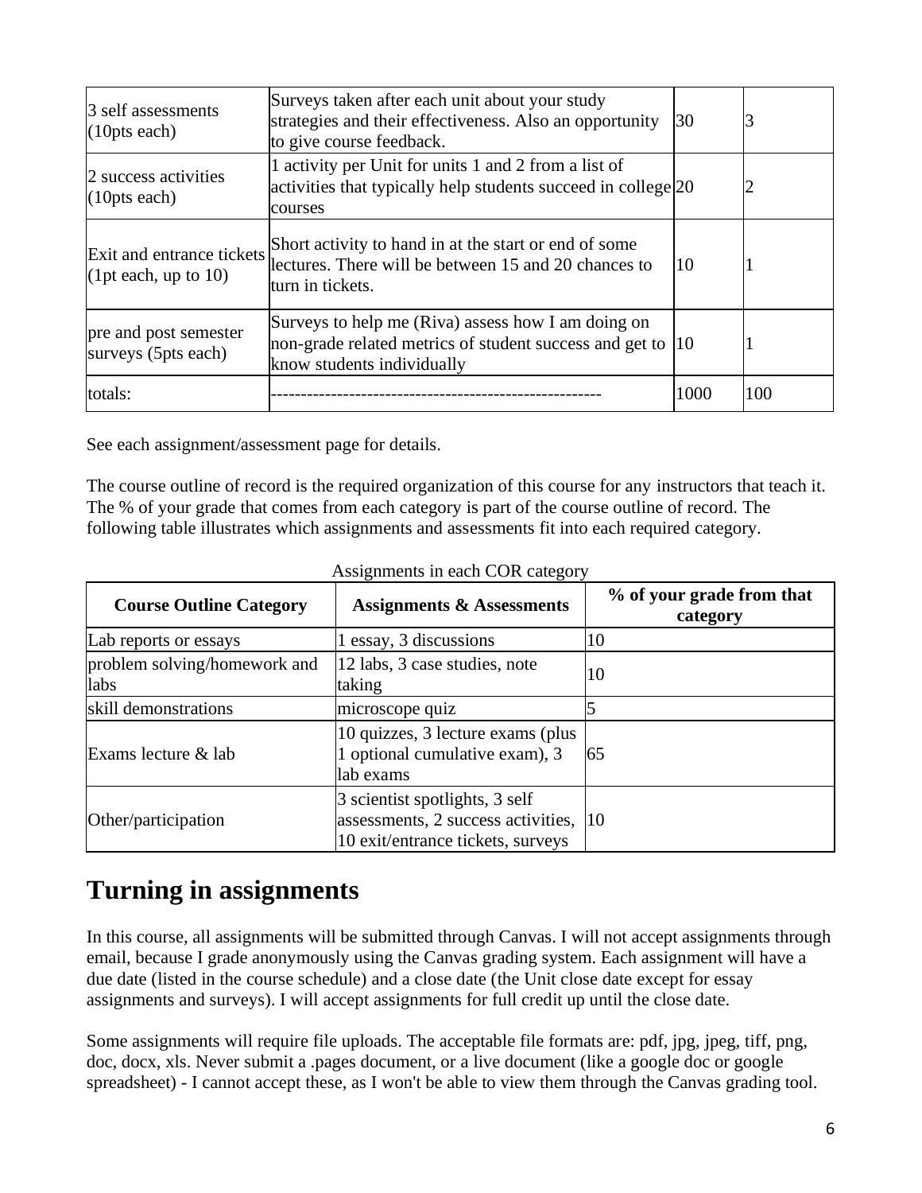| 3 self assessments (10pts each) | Surveys taken after each unit about your study strategies and their effectiveness. Also an opportunity to give course feedback. | 30 | 3 |
|---|---|---|---|
| 2 success activities (10pts each) | 1 activity per Unit for units 1 and 2 from a list of activities that typically help students succeed in college courses | 20 | 2 |
| Exit and entrance tickets (1pt each, up to 10) | Short activity to hand in at the start or end of some lectures. There will be between 15 and 20 chances to turn in tickets. | 10 | 1 |
| pre and post semester surveys (5pts each) | Surveys to help me (Riva) assess how I am doing on non-grade related metrics of student success and get to know students individually | 10 | 1 |
| totals: | ------------------------------------------------------ | 1000 | 100 |

See each assignment/assessment page for details.

The course outline of record is the required organization of this course for any instructors that teach it. The % of your grade that comes from each category is part of the course outline of record. The following table illustrates which assignments and assessments fit into each required category.

Assignments in each COR category

| Course Outline Category | Assignments & Assessments | % of your grade from that category |
|---|---|---|
| Lab reports or essays | 1 essay, 3 discussions | 10 |
| problem solving/homework and labs | 12 labs, 3 case studies, note taking | 10 |
| skill demonstrations | microscope quiz | 5 |
| Exams lecture & lab | 10 quizzes, 3 lecture exams (plus 1 optional cumulative exam), 3 lab exams | 65 |
| Other/participation | 3 scientist spotlights, 3 self assessments, 2 success activities, 10 exit/entrance tickets, surveys | 10 |

# Turning in assignments

In this course, all assignments will be submitted through Canvas. I will not accept assignments through email, because I grade anonymously using the Canvas grading system. Each assignment will have a due date (listed in the course schedule) and a close date (the Unit close date except for essay assignments and surveys). I will accept assignments for full credit up until the close date.

Some assignments will require file uploads. The acceptable file formats are: pdf, jpg, jpeg, tiff, png, doc, docx, xls. Never submit a .pages document, or a live document (like a google doc or google spreadsheet) - I cannot accept these, as I won't be able to view them through the Canvas grading tool.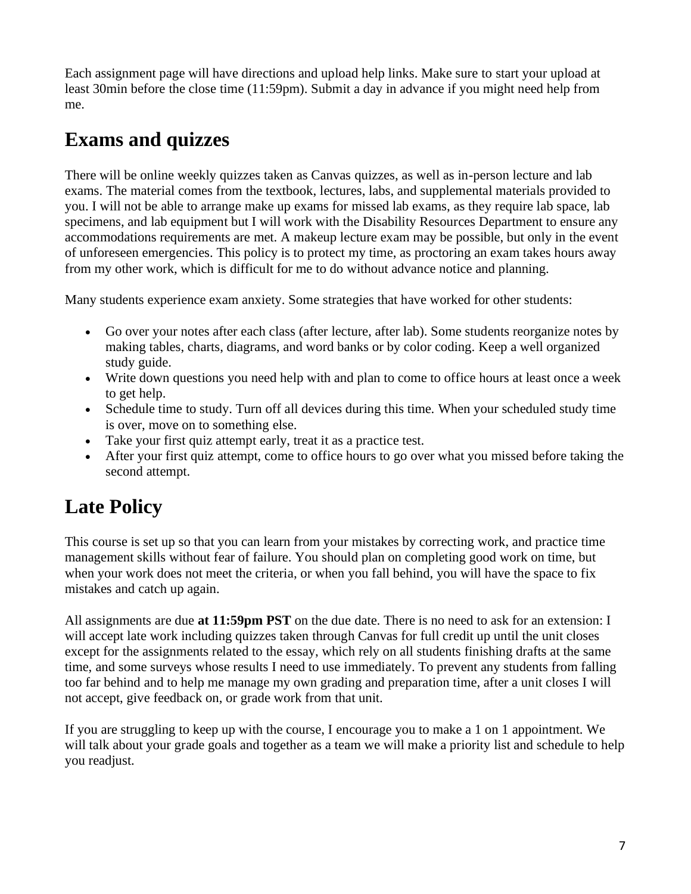Each assignment page will have directions and upload help links. Make sure to start your upload at least 30min before the close time (11:59pm). Submit a day in advance if you might need help from me.

## Exams and quizzes

There will be online weekly quizzes taken as Canvas quizzes, as well as in-person lecture and lab exams. The material comes from the textbook, lectures, labs, and supplemental materials provided to you. I will not be able to arrange make up exams for missed lab exams, as they require lab space, lab specimens, and lab equipment but I will work with the Disability Resources Department to ensure any accommodations requirements are met. A makeup lecture exam may be possible, but only in the event of unforeseen emergencies. This policy is to protect my time, as proctoring an exam takes hours away from my other work, which is difficult for me to do without advance notice and planning.

Many students experience exam anxiety. Some strategies that have worked for other students:

- Go over your notes after each class (after lecture, after lab). Some students reorganize notes by making tables, charts, diagrams, and word banks or by color coding. Keep a well organized study guide.
- Write down questions you need help with and plan to come to office hours at least once a week to get help.
- Schedule time to study. Turn off all devices during this time. When your scheduled study time is over, move on to something else.
- Take your first quiz attempt early, treat it as a practice test.
- After your first quiz attempt, come to office hours to go over what you missed before taking the second attempt.

## Late Policy

This course is set up so that you can learn from your mistakes by correcting work, and practice time management skills without fear of failure. You should plan on completing good work on time, but when your work does not meet the criteria, or when you fall behind, you will have the space to fix mistakes and catch up again.

All assignments are due **at 11:59pm PST** on the due date. There is no need to ask for an extension: I will accept late work including quizzes taken through Canvas for full credit up until the unit closes except for the assignments related to the essay, which rely on all students finishing drafts at the same time, and some surveys whose results I need to use immediately. To prevent any students from falling too far behind and to help me manage my own grading and preparation time, after a unit closes I will not accept, give feedback on, or grade work from that unit.

If you are struggling to keep up with the course, I encourage you to make a 1 on 1 appointment. We will talk about your grade goals and together as a team we will make a priority list and schedule to help you readjust.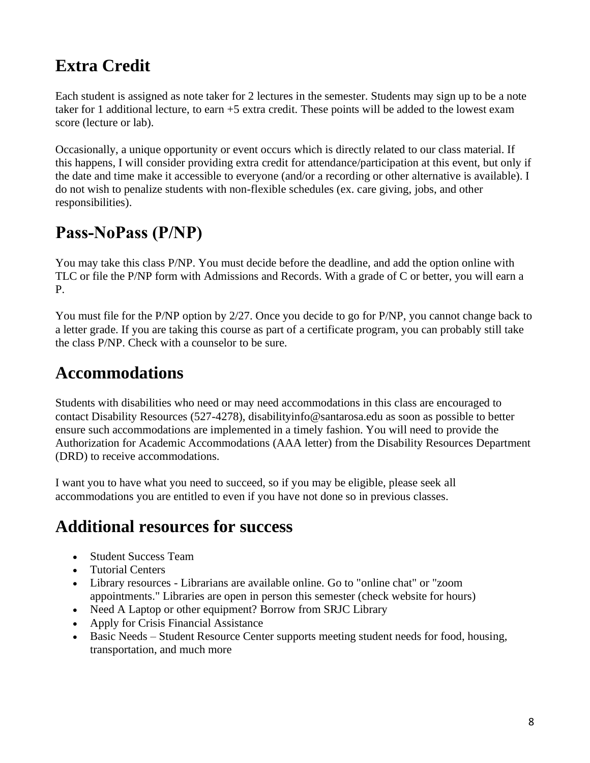## Extra Credit

Each student is assigned as note taker for 2 lectures in the semester. Students may sign up to be a note taker for 1 additional lecture, to earn +5 extra credit. These points will be added to the lowest exam score (lecture or lab).

Occasionally, a unique opportunity or event occurs which is directly related to our class material. If this happens, I will consider providing extra credit for attendance/participation at this event, but only if the date and time make it accessible to everyone (and/or a recording or other alternative is available). I do not wish to penalize students with non-flexible schedules (ex. care giving, jobs, and other responsibilities).

## Pass-NoPass (P/NP)

You may take this class P/NP. You must decide before the deadline, and add the option online with TLC or file the P/NP form with Admissions and Records. With a grade of C or better, you will earn a P.

You must file for the P/NP option by 2/27. Once you decide to go for P/NP, you cannot change back to a letter grade. If you are taking this course as part of a certificate program, you can probably still take the class P/NP. Check with a counselor to be sure.

## Accommodations

Students with disabilities who need or may need accommodations in this class are encouraged to contact Disability Resources (527-4278), disabilityinfo@santarosa.edu as soon as possible to better ensure such accommodations are implemented in a timely fashion. You will need to provide the Authorization for Academic Accommodations (AAA letter) from the Disability Resources Department (DRD) to receive accommodations.

I want you to have what you need to succeed, so if you may be eligible, please seek all accommodations you are entitled to even if you have not done so in previous classes.

## Additional resources for success

- Student Success Team
- Tutorial Centers
- Library resources - Librarians are available online. Go to "online chat" or "zoom appointments." Libraries are open in person this semester (check website for hours)
- Need A Laptop or other equipment? Borrow from SRJC Library
- Apply for Crisis Financial Assistance
- Basic Needs – Student Resource Center supports meeting student needs for food, housing, transportation, and much more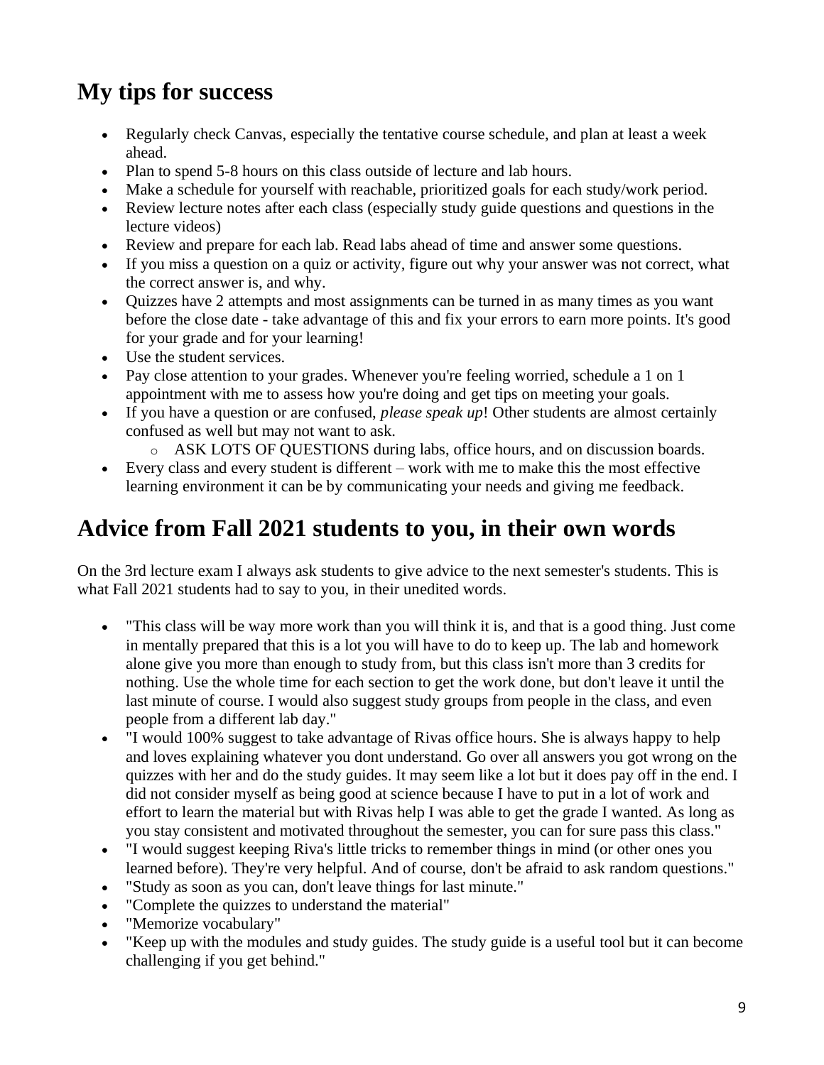## My tips for success

- Regularly check Canvas, especially the tentative course schedule, and plan at least a week ahead.
- Plan to spend 5-8 hours on this class outside of lecture and lab hours.
- Make a schedule for yourself with reachable, prioritized goals for each study/work period.
- Review lecture notes after each class (especially study guide questions and questions in the lecture videos)
- Review and prepare for each lab. Read labs ahead of time and answer some questions.
- If you miss a question on a quiz or activity, figure out why your answer was not correct, what the correct answer is, and why.
- Quizzes have 2 attempts and most assignments can be turned in as many times as you want before the close date - take advantage of this and fix your errors to earn more points. It's good for your grade and for your learning!
- Use the student services.
- Pay close attention to your grades. Whenever you're feeling worried, schedule a 1 on 1 appointment with me to assess how you're doing and get tips on meeting your goals.
- If you have a question or are confused, *please speak up*! Other students are almost certainly confused as well but may not want to ask.
  - ASK LOTS OF QUESTIONS during labs, office hours, and on discussion boards.
- Every class and every student is different – work with me to make this the most effective learning environment it can be by communicating your needs and giving me feedback.

## Advice from Fall 2021 students to you, in their own words

On the 3rd lecture exam I always ask students to give advice to the next semester's students. This is what Fall 2021 students had to say to you, in their unedited words.

- "This class will be way more work than you will think it is, and that is a good thing. Just come in mentally prepared that this is a lot you will have to do to keep up. The lab and homework alone give you more than enough to study from, but this class isn't more than 3 credits for nothing. Use the whole time for each section to get the work done, but don't leave it until the last minute of course. I would also suggest study groups from people in the class, and even people from a different lab day."
- "I would 100% suggest to take advantage of Rivas office hours. She is always happy to help and loves explaining whatever you dont understand. Go over all answers you got wrong on the quizzes with her and do the study guides. It may seem like a lot but it does pay off in the end. I did not consider myself as being good at science because I have to put in a lot of work and effort to learn the material but with Rivas help I was able to get the grade I wanted. As long as you stay consistent and motivated throughout the semester, you can for sure pass this class."
- "I would suggest keeping Riva's little tricks to remember things in mind (or other ones you learned before). They're very helpful. And of course, don't be afraid to ask random questions."
- "Study as soon as you can, don't leave things for last minute."
- "Complete the quizzes to understand the material"
- "Memorize vocabulary"
- "Keep up with the modules and study guides. The study guide is a useful tool but it can become challenging if you get behind."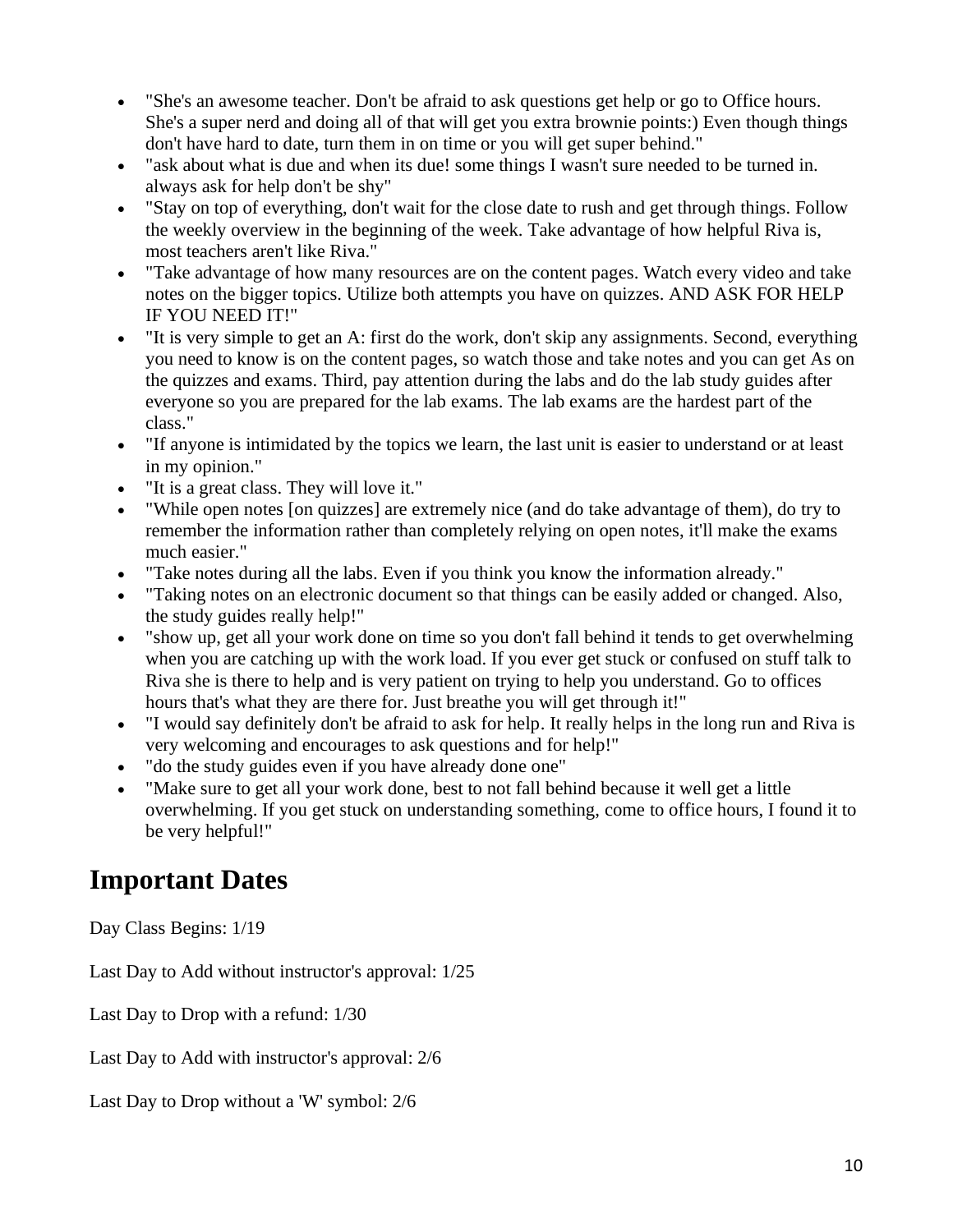- "She's an awesome teacher. Don't be afraid to ask questions get help or go to Office hours. She's a super nerd and doing all of that will get you extra brownie points:) Even though things don't have hard to date, turn them in on time or you will get super behind."
- "ask about what is due and when its due! some things I wasn't sure needed to be turned in. always ask for help don't be shy"
- "Stay on top of everything, don't wait for the close date to rush and get through things. Follow the weekly overview in the beginning of the week. Take advantage of how helpful Riva is, most teachers aren't like Riva."
- "Take advantage of how many resources are on the content pages. Watch every video and take notes on the bigger topics. Utilize both attempts you have on quizzes. AND ASK FOR HELP IF YOU NEED IT!"
- "It is very simple to get an A: first do the work, don't skip any assignments. Second, everything you need to know is on the content pages, so watch those and take notes and you can get As on the quizzes and exams. Third, pay attention during the labs and do the lab study guides after everyone so you are prepared for the lab exams. The lab exams are the hardest part of the class."
- "If anyone is intimidated by the topics we learn, the last unit is easier to understand or at least in my opinion."
- "It is a great class. They will love it."
- "While open notes [on quizzes] are extremely nice (and do take advantage of them), do try to remember the information rather than completely relying on open notes, it'll make the exams much easier."
- "Take notes during all the labs. Even if you think you know the information already."
- "Taking notes on an electronic document so that things can be easily added or changed. Also, the study guides really help!"
- "show up, get all your work done on time so you don't fall behind it tends to get overwhelming when you are catching up with the work load. If you ever get stuck or confused on stuff talk to Riva she is there to help and is very patient on trying to help you understand. Go to offices hours that's what they are there for. Just breathe you will get through it!"
- "I would say definitely don't be afraid to ask for help. It really helps in the long run and Riva is very welcoming and encourages to ask questions and for help!"
- "do the study guides even if you have already done one"
- "Make sure to get all your work done, best to not fall behind because it well get a little overwhelming. If you get stuck on understanding something, come to office hours, I found it to be very helpful!"

## Important Dates

Day Class Begins: 1/19

Last Day to Add without instructor's approval: 1/25

Last Day to Drop with a refund: 1/30

Last Day to Add with instructor's approval: 2/6

Last Day to Drop without a 'W' symbol: 2/6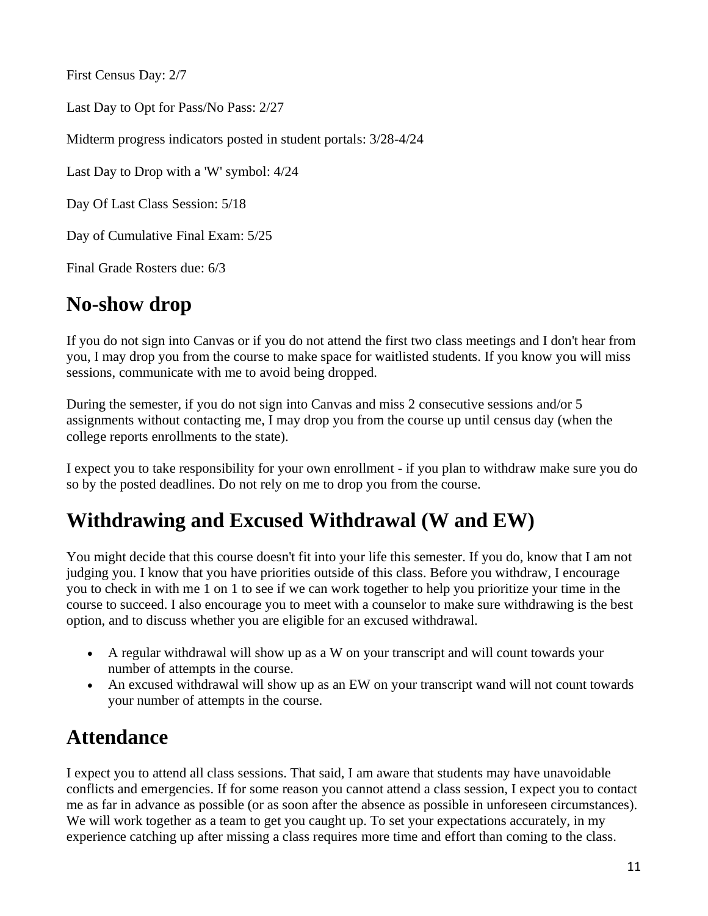First Census Day: 2/7

Last Day to Opt for Pass/No Pass: 2/27

Midterm progress indicators posted in student portals: 3/28-4/24

Last Day to Drop with a 'W' symbol: 4/24

Day Of Last Class Session: 5/18

Day of Cumulative Final Exam: 5/25

Final Grade Rosters due: 6/3

# No-show drop

If you do not sign into Canvas or if you do not attend the first two class meetings and I don't hear from you, I may drop you from the course to make space for waitlisted students. If you know you will miss sessions, communicate with me to avoid being dropped.

During the semester, if you do not sign into Canvas and miss 2 consecutive sessions and/or 5 assignments without contacting me, I may drop you from the course up until census day (when the college reports enrollments to the state).

I expect you to take responsibility for your own enrollment - if you plan to withdraw make sure you do so by the posted deadlines. Do not rely on me to drop you from the course.

## Withdrawing and Excused Withdrawal (W and EW)

You might decide that this course doesn't fit into your life this semester. If you do, know that I am not judging you. I know that you have priorities outside of this class. Before you withdraw, I encourage you to check in with me 1 on 1 to see if we can work together to help you prioritize your time in the course to succeed. I also encourage you to meet with a counselor to make sure withdrawing is the best option, and to discuss whether you are eligible for an excused withdrawal.

- A regular withdrawal will show up as a W on your transcript and will count towards your number of attempts in the course.
- An excused withdrawal will show up as an EW on your transcript wand will not count towards your number of attempts in the course.

## Attendance

I expect you to attend all class sessions. That said, I am aware that students may have unavoidable conflicts and emergencies. If for some reason you cannot attend a class session, I expect you to contact me as far in advance as possible (or as soon after the absence as possible in unforeseen circumstances). We will work together as a team to get you caught up. To set your expectations accurately, in my experience catching up after missing a class requires more time and effort than coming to the class.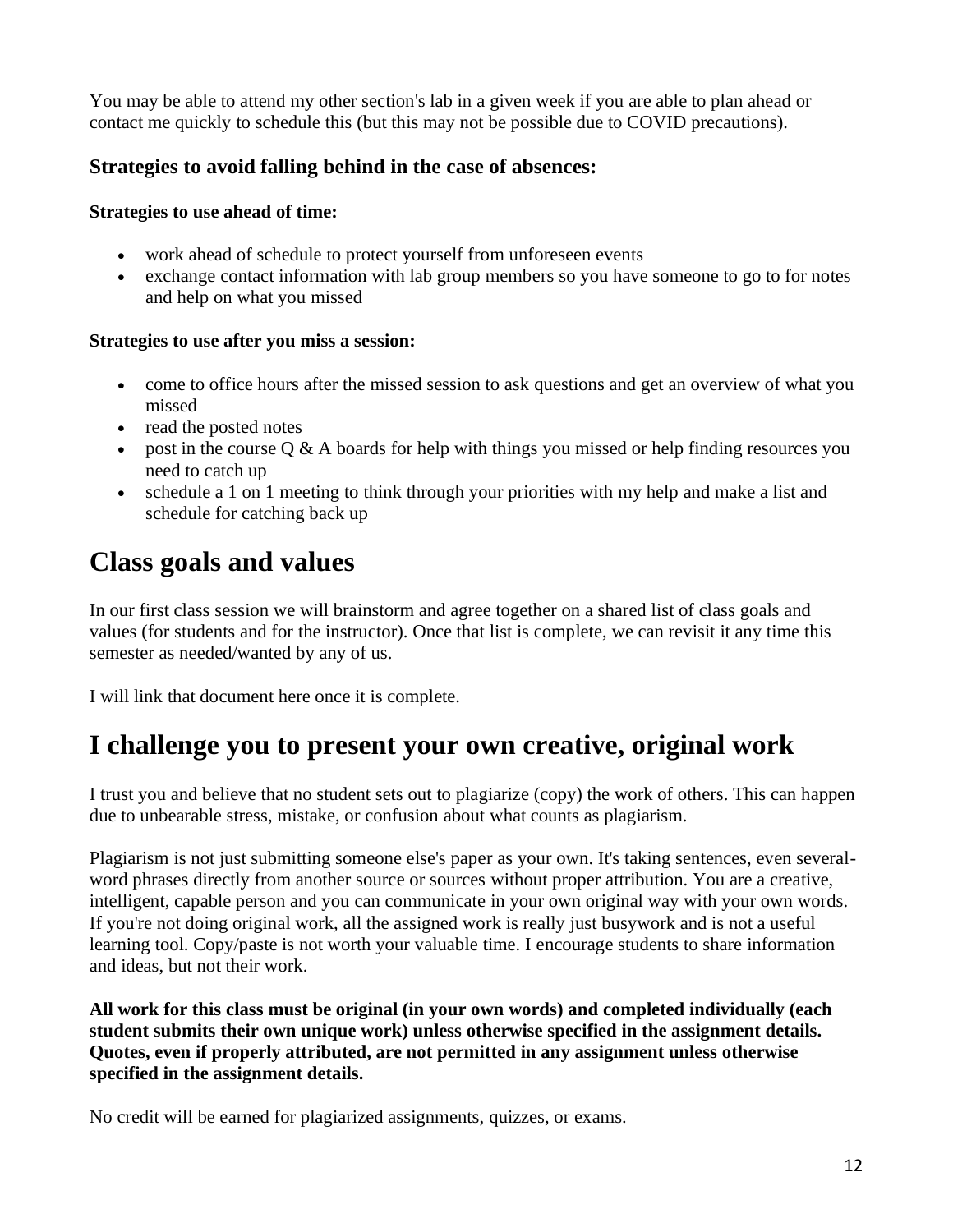You may be able to attend my other section's lab in a given week if you are able to plan ahead or contact me quickly to schedule this (but this may not be possible due to COVID precautions).

### Strategies to avoid falling behind in the case of absences:

#### Strategies to use ahead of time:

- work ahead of schedule to protect yourself from unforeseen events
- exchange contact information with lab group members so you have someone to go to for notes and help on what you missed

#### Strategies to use after you miss a session:

- come to office hours after the missed session to ask questions and get an overview of what you missed
- read the posted notes
- post in the course Q & A boards for help with things you missed or help finding resources you need to catch up
- schedule a 1 on 1 meeting to think through your priorities with my help and make a list and schedule for catching back up

## Class goals and values

In our first class session we will brainstorm and agree together on a shared list of class goals and values (for students and for the instructor). Once that list is complete, we can revisit it any time this semester as needed/wanted by any of us.

I will link that document here once it is complete.

## I challenge you to present your own creative, original work

I trust you and believe that no student sets out to plagiarize (copy) the work of others. This can happen due to unbearable stress, mistake, or confusion about what counts as plagiarism.

Plagiarism is not just submitting someone else's paper as your own. It's taking sentences, even several-word phrases directly from another source or sources without proper attribution. You are a creative, intelligent, capable person and you can communicate in your own original way with your own words. If you're not doing original work, all the assigned work is really just busywork and is not a useful learning tool. Copy/paste is not worth your valuable time. I encourage students to share information and ideas, but not their work.

**All work for this class must be original (in your own words) and completed individually (each student submits their own unique work) unless otherwise specified in the assignment details. Quotes, even if properly attributed, are not permitted in any assignment unless otherwise specified in the assignment details.**

No credit will be earned for plagiarized assignments, quizzes, or exams.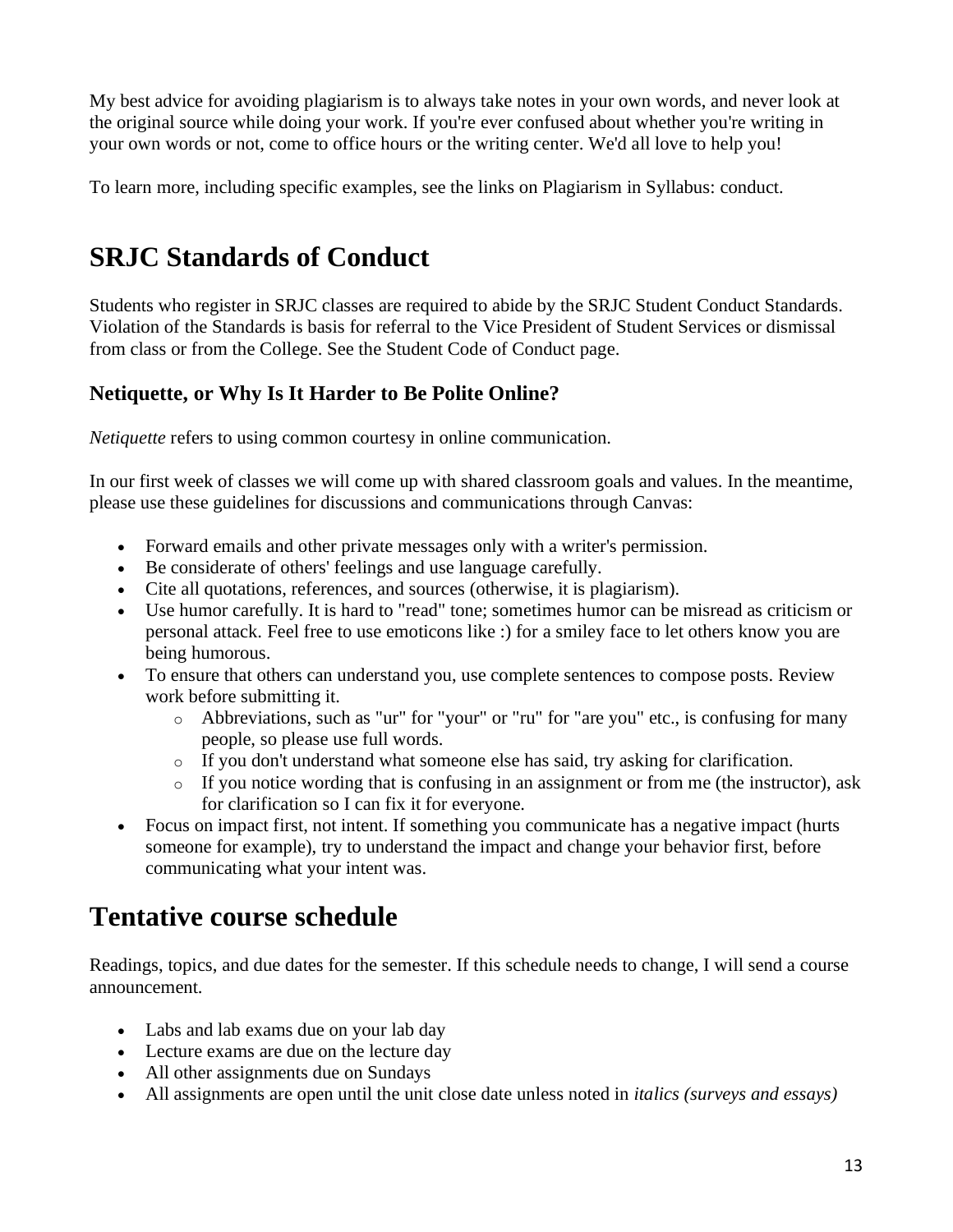My best advice for avoiding plagiarism is to always take notes in your own words, and never look at the original source while doing your work. If you're ever confused about whether you're writing in your own words or not, come to office hours or the writing center. We'd all love to help you!

To learn more, including specific examples, see the links on Plagiarism in Syllabus: conduct.

# SRJC Standards of Conduct

Students who register in SRJC classes are required to abide by the SRJC Student Conduct Standards. Violation of the Standards is basis for referral to the Vice President of Student Services or dismissal from class or from the College. See the Student Code of Conduct page.

### Netiquette, or Why Is It Harder to Be Polite Online?

*Netiquette* refers to using common courtesy in online communication.

In our first week of classes we will come up with shared classroom goals and values. In the meantime, please use these guidelines for discussions and communications through Canvas:

- Forward emails and other private messages only with a writer's permission.
- Be considerate of others' feelings and use language carefully.
- Cite all quotations, references, and sources (otherwise, it is plagiarism).
- Use humor carefully. It is hard to "read" tone; sometimes humor can be misread as criticism or personal attack. Feel free to use emoticons like :) for a smiley face to let others know you are being humorous.
- To ensure that others can understand you, use complete sentences to compose posts. Review work before submitting it.
  - Abbreviations, such as "ur" for "your" or "ru" for "are you" etc., is confusing for many people, so please use full words.
  - If you don't understand what someone else has said, try asking for clarification.
  - If you notice wording that is confusing in an assignment or from me (the instructor), ask for clarification so I can fix it for everyone.
- Focus on impact first, not intent. If something you communicate has a negative impact (hurts someone for example), try to understand the impact and change your behavior first, before communicating what your intent was.

# Tentative course schedule

Readings, topics, and due dates for the semester. If this schedule needs to change, I will send a course announcement.

- Labs and lab exams due on your lab day
- Lecture exams are due on the lecture day
- All other assignments due on Sundays
- All assignments are open until the unit close date unless noted in *italics (surveys and essays)*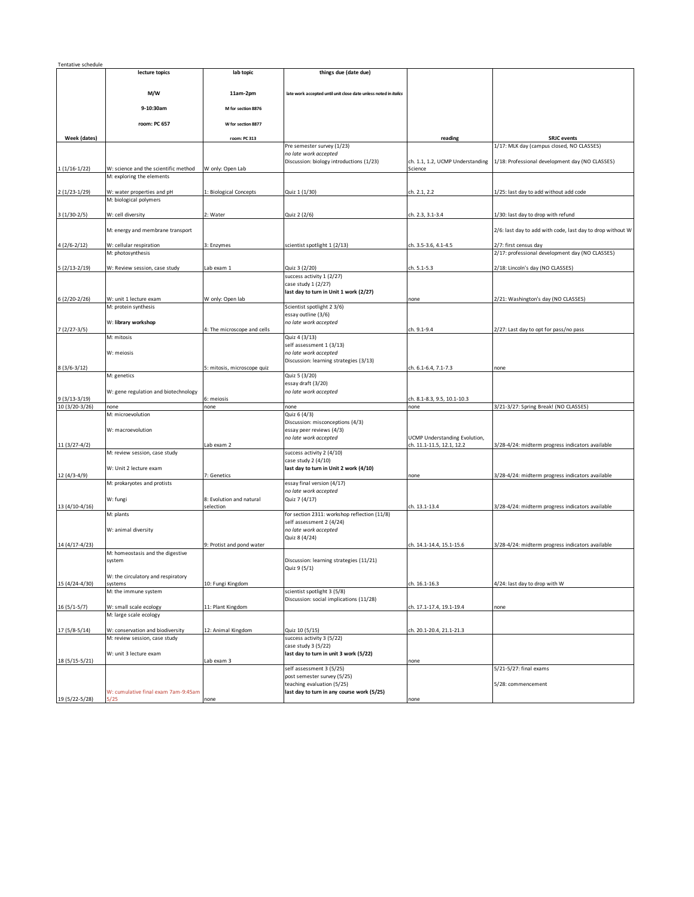Tentative schedule

| Week (dates) | lecture topics<br><br>M/W<br><br>9-10:30am<br><br>room: PC 657 | lab topic<br><br>11am-2pm<br><br>M for section 8876<br><br>W for section 8877<br><br>room: PC 313 | things due (date due)<br><br>late work accepted until unit close date unless noted in *italics* | reading | SRJC events |
|---|---|---|---|---|---|
| 1 (1/16-1/22) | W: science and the scientific method | W only: Open Lab | Pre semester survey (1/23)<br>*no late work accepted*<br>Discussion: biology introductions (1/23) | ch. 1.1, 1.2, UCMP Understanding Science | 1/17: MLK day (campus closed, NO CLASSES)<br>1/18: Professional development day (NO CLASSES) |
| 2 (1/23-1/29) | M: exploring the elements<br>W: water properties and pH | 1: Biological Concepts | Quiz 1 (1/30) | ch. 2.1, 2.2 | 1/25: last day to add without add code |
| 3 (1/30-2/5) | M: biological polymers<br>W: cell diversity | 2: Water | Quiz 2 (2/6) | ch. 2.3, 3.1-3.4 | 1/30: last day to drop with refund |
| 4 (2/6-2/12) | M: energy and membrane transport<br>W: cellular respiration | 3: Enzymes | scientist spotlight 1 (2/13) | ch. 3.5-3.6, 4.1-4.5 | 2/6: last day to add with code, last day to drop without W<br>2/7: first census day |
| 5 (2/13-2/19) | M: photosynthesis<br>W: Review session, case study | Lab exam 1 | Quiz 3 (2/20) | ch. 5.1-5.3 | 2/17: professional development day (NO CLASSES)<br>2/18: Lincoln's day (NO CLASSES) |
| 6 (2/20-2/26) | W: unit 1 lecture exam | W only: Open lab | success activity 1 (2/27)<br>case study 1 (2/27)<br>**last day to turn in Unit 1 work (2/27)** | none | 2/21: Washington's day (NO CLASSES) |
| 7 (2/27-3/5) | M: protein synthesis<br>W: **library workshop** | 4: The microscope and cells | Scientist spotlight 2 3/6)<br>essay outline (3/6)<br>*no late work accepted* | ch. 9.1-9.4 | 2/27: Last day to opt for pass/no pass |
| 8 (3/6-3/12) | M: mitosis<br>W: meiosis | 5: mitosis, microscope quiz | Quiz 4 (3/13)<br>self assessment 1 (3/13)<br>*no late work accepted*<br>Discussion: learning strategies (3/13) | ch. 6.1-6.4, 7.1-7.3 | none |
| 9 (3/13-3/19) | M: genetics<br>W: gene regulation and biotechnology | 6: meiosis | Quiz 5 (3/20)<br>essay draft (3/20)<br>*no late work accepted* | ch. 8.1-8.3, 9.5, 10.1-10.3 | |
| 10 (3/20-3/26) | none | none | none | none | 3/21-3/27: Spring Break! (NO CLASSES) |
| 11 (3/27-4/2) | M: microevolution<br>W: macroevolution | Lab exam 2 | Quiz 6 (4/3)<br>Discussion: misconceptions (4/3)<br>essay peer reviews (4/3)<br>*no late work accepted* | UCMP Understanding Evolution, ch. 11.1-11.5, 12.1, 12.2 | 3/28-4/24: midterm progress indicators available |
| 12 (4/3-4/9) | M: review session, case study<br>W: Unit 2 lecture exam | 7: Genetics | success activity 2 (4/10)<br>case study 2 (4/10)<br>**last day to turn in Unit 2 work (4/10)** | none | 3/28-4/24: midterm progress indicators available |
| 13 (4/10-4/16) | M: prokaryotes and protists<br>W: fungi | 8: Evolution and natural selection | essay final version (4/17)<br>*no late work accepted*<br>Quiz 7 (4/17) | ch. 13.1-13.4 | 3/28-4/24: midterm progress indicators available |
| 14 (4/17-4/23) | M: plants<br>W: animal diversity | 9: Protist and pond water | for section 2311: workshop reflection (11/8)<br>self assessment 2 (4/24)<br>*no late work accepted*<br>Quiz 8 (4/24) | ch. 14.1-14.4, 15.1-15.6 | 3/28-4/24: midterm progress indicators available |
| 15 (4/24-4/30) | M: homeostasis and the digestive system<br>W: the circulatory and respiratory systems | 10: Fungi Kingdom | Discussion: learning strategies (11/21)<br>Quiz 9 (5/1) | ch. 16.1-16.3 | 4/24: last day to drop with W |
| 16 (5/1-5/7) | M: the immune system<br>W: small scale ecology | 11: Plant Kingdom | scientist spotlight 3 (5/8)<br>Discussion: social implications (11/28) | ch. 17.1-17.4, 19.1-19.4 | none |
| 17 (5/8-5/14) | M: large scale ecology<br>W: conservation and biodiversity | 12: Animal Kingdom | Quiz 10 (5/15) | ch. 20.1-20.4, 21.1-21.3 | |
| 18 (5/15-5/21) | M: review session, case study<br>W: unit 3 lecture exam | Lab exam 3 | success activity 3 (5/22)<br>case study 3 (5/22)<br>**last day to turn in unit 3 work (5/22)** | none | |
| 19 (5/22-5/28) | W: cumulative final exam 7am-9:45am 5/25 | none | self assessment 3 (5/25)<br>post semester survey (5/25)<br>teaching evaluation (5/25)<br>**last day to turn in any course work (5/25)** | none | 5/21-5/27: final exams<br>5/28: commencement |